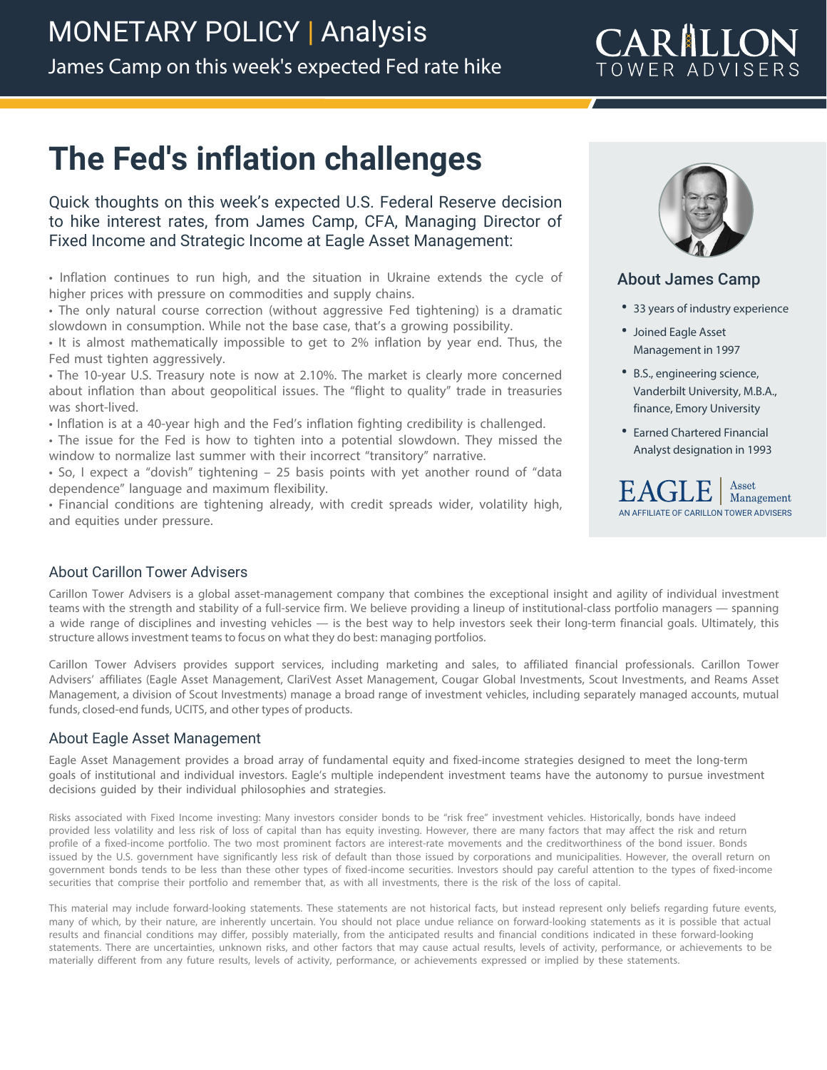MONETARY POLICY | Analysis

James Camp on this week's expected Fed rate hike

# The Fed's inflation challenges

Quick thoughts on this week's expected U.S. Federal Reserve decision to hike interest rates, from James Camp, CFA, Managing Director of Fixed Income and Strategic Income at Eagle Asset Management:

- Inflation continues to run high, and the situation in Ukraine extends the cycle of higher prices with pressure on commodities and supply chains.
- The only natural course correction (without aggressive Fed tightening) is a dramatic slowdown in consumption. While not the base case, that's a growing possibility.
- It is almost mathematically impossible to get to 2% inflation by year end. Thus, the Fed must tighten aggressively.
- The 10-year U.S. Treasury note is now at 2.10%. The market is clearly more concerned about inflation than about geopolitical issues. The "flight to quality" trade in treasuries was short-lived.
- Inflation is at a 40-year high and the Fed's inflation fighting credibility is challenged.
- The issue for the Fed is how to tighten into a potential slowdown. They missed the window to normalize last summer with their incorrect "transitory" narrative.
- So, I expect a "dovish" tightening – 25 basis points with yet another round of "data dependence" language and maximum flexibility.
- Financial conditions are tightening already, with credit spreads wider, volatility high, and equities under pressure.

### About James Camp

- 33 years of industry experience
- Joined Eagle Asset Management in 1997
- B.S., engineering science, Vanderbilt University, M.B.A., finance, Emory University
- Earned Chartered Financial Analyst designation in 1993

EAGLE | Asset Management
AN AFFILIATE OF CARILLON TOWER ADVISERS

## About Carillon Tower Advisers

Carillon Tower Advisers is a global asset-management company that combines the exceptional insight and agility of individual investment teams with the strength and stability of a full-service firm. We believe providing a lineup of institutional-class portfolio managers — spanning a wide range of disciplines and investing vehicles — is the best way to help investors seek their long-term financial goals. Ultimately, this structure allows investment teams to focus on what they do best: managing portfolios.

Carillon Tower Advisers provides support services, including marketing and sales, to affiliated financial professionals. Carillon Tower Advisers' affiliates (Eagle Asset Management, ClariVest Asset Management, Cougar Global Investments, Scout Investments, and Reams Asset Management, a division of Scout Investments) manage a broad range of investment vehicles, including separately managed accounts, mutual funds, closed-end funds, UCITS, and other types of products.

## About Eagle Asset Management

Eagle Asset Management provides a broad array of fundamental equity and fixed-income strategies designed to meet the long-term goals of institutional and individual investors. Eagle's multiple independent investment teams have the autonomy to pursue investment decisions guided by their individual philosophies and strategies.

Risks associated with Fixed Income investing: Many investors consider bonds to be "risk free" investment vehicles. Historically, bonds have indeed provided less volatility and less risk of loss of capital than has equity investing. However, there are many factors that may affect the risk and return profile of a fixed-income portfolio. The two most prominent factors are interest-rate movements and the creditworthiness of the bond issuer. Bonds issued by the U.S. government have significantly less risk of default than those issued by corporations and municipalities. However, the overall return on government bonds tends to be less than these other types of fixed-income securities. Investors should pay careful attention to the types of fixed-income securities that comprise their portfolio and remember that, as with all investments, there is the risk of the loss of capital.

This material may include forward-looking statements. These statements are not historical facts, but instead represent only beliefs regarding future events, many of which, by their nature, are inherently uncertain. You should not place undue reliance on forward-looking statements as it is possible that actual results and financial conditions may differ, possibly materially, from the anticipated results and financial conditions indicated in these forward-looking statements. There are uncertainties, unknown risks, and other factors that may cause actual results, levels of activity, performance, or achievements to be materially different from any future results, levels of activity, performance, or achievements expressed or implied by these statements.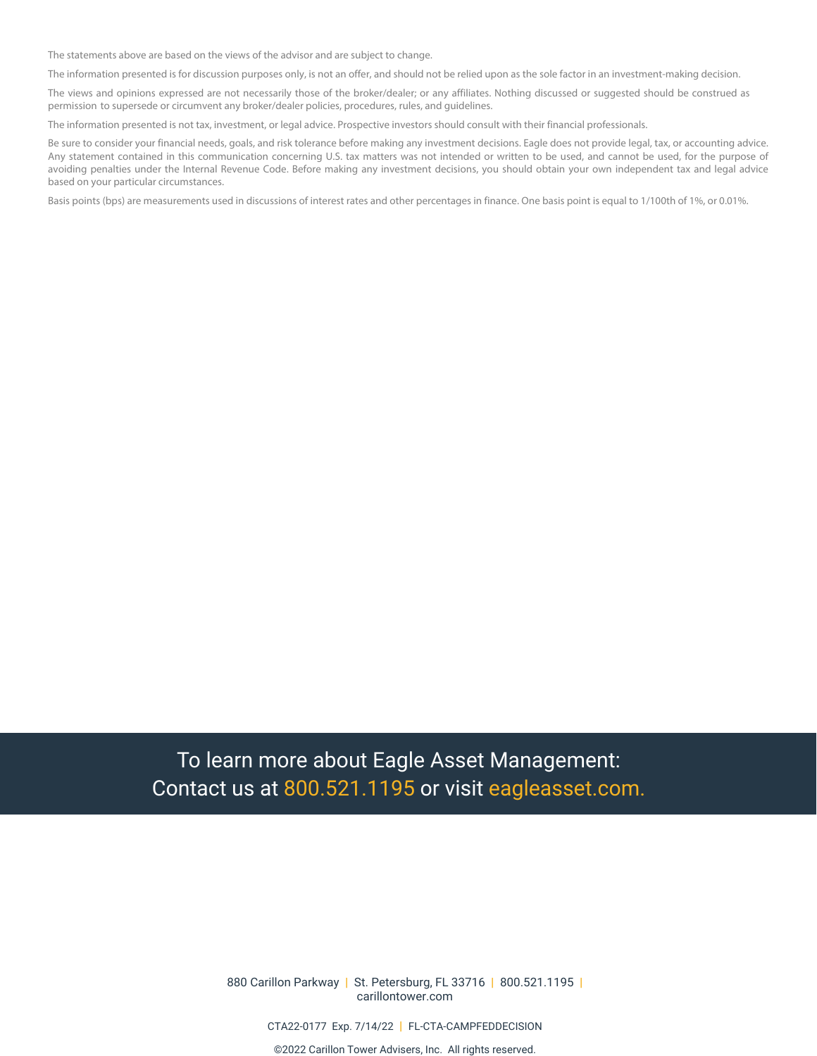The statements above are based on the views of the advisor and are subject to change.

The information presented is for discussion purposes only, is not an offer, and should not be relied upon as the sole factor in an investment-making decision.

The views and opinions expressed are not necessarily those of the broker/dealer; or any affiliates. Nothing discussed or suggested should be construed as permission to supersede or circumvent any broker/dealer policies, procedures, rules, and guidelines.

The information presented is not tax, investment, or legal advice. Prospective investors should consult with their financial professionals.

Be sure to consider your financial needs, goals, and risk tolerance before making any investment decisions. Eagle does not provide legal, tax, or accounting advice. Any statement contained in this communication concerning U.S. tax matters was not intended or written to be used, and cannot be used, for the purpose of avoiding penalties under the Internal Revenue Code. Before making any investment decisions, you should obtain your own independent tax and legal advice based on your particular circumstances.

Basis points (bps) are measurements used in discussions of interest rates and other percentages in finance. One basis point is equal to 1/100th of 1%, or 0.01%.

To learn more about Eagle Asset Management:
Contact us at 800.521.1195 or visit eagleasset.com.

880 Carillon Parkway | St. Petersburg, FL 33716 | 800.521.1195 | carillontower.com

CTA22-0177 Exp. 7/14/22 | FL-CTA-CAMPFEDDECISION

©2022 Carillon Tower Advisers, Inc. All rights reserved.